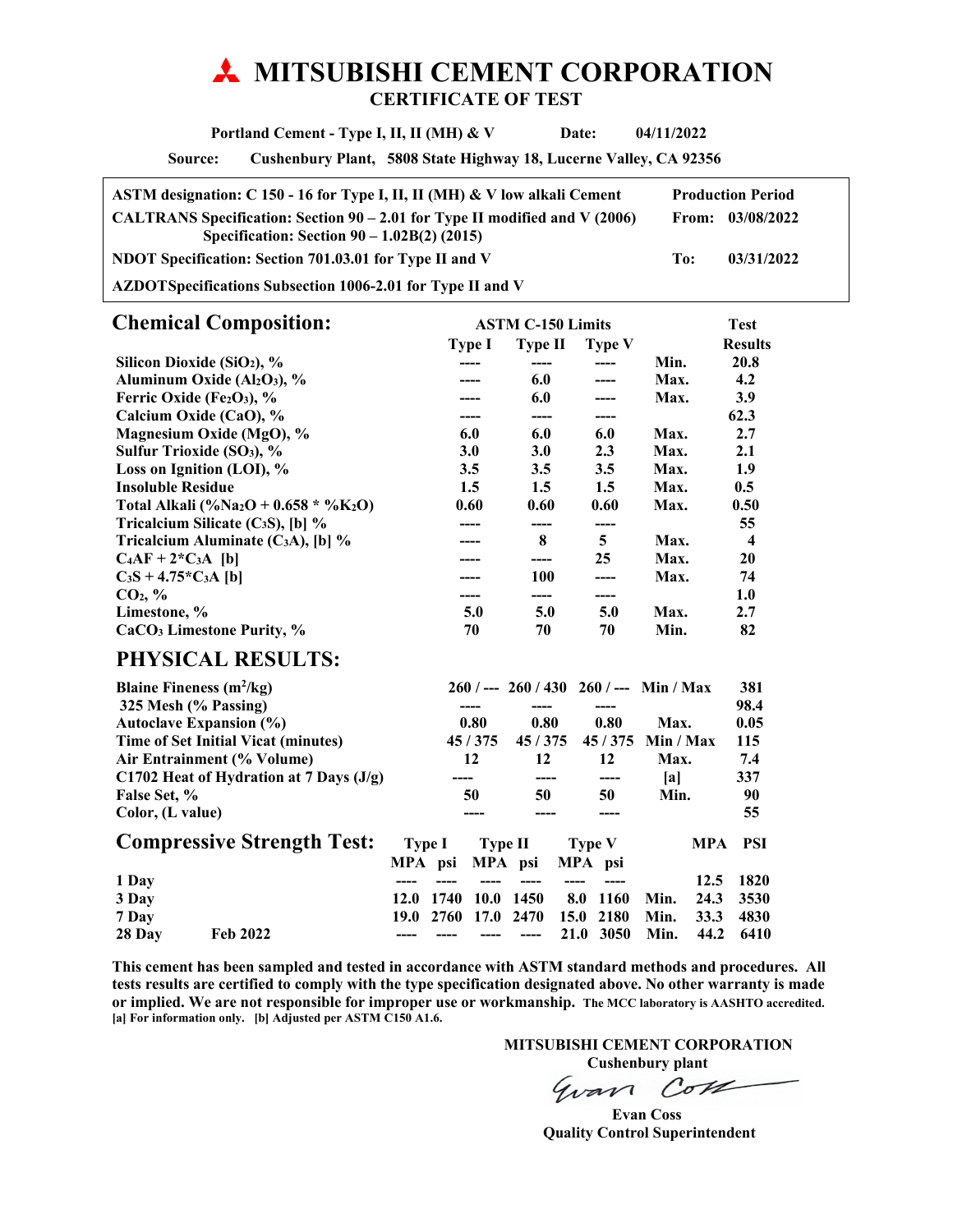# MITSUBISHI CEMENT CORPORATION

## CERTIFICATE OF TEST

**Portland Cement - Type I, II, II (MH) & V** **Date:** **04/11/2022**

**Source:** **Cushenbury Plant, 5808 State Highway 18, Lucerne Valley, CA 92356**

| | | | |
|---|---|---|---|
| **ASTM designation: C 150 - 16 for Type I, II, II (MH) & V low alkali Cement** | **Production Period** | | |
| **CALTRANS Specification: Section 90 – 2.01 for Type II modified and V (2006) Specification: Section 90 – 1.02B(2) (2015)** | **From:** | **03/08/2022** | |
| **NDOT Specification: Section 701.03.01 for Type II and V** | **To:** | **03/31/2022** | |
| **AZDOTSpecifications Subsection 1006-2.01 for Type II and V** | | | |

## Chemical Composition:

| | ASTM C-150 Limits | | | | Test |
|---|---|---|---|---|---|
| | Type I | Type II | Type V | | Results |
| Silicon Dioxide ($SiO_2$), % | ---- | ---- | ---- | Min. | 20.8 |
| Aluminum Oxide ($Al_2O_3$), % | ---- | 6.0 | ---- | Max. | 4.2 |
| Ferric Oxide ($Fe_2O_3$), % | ---- | 6.0 | ---- | Max. | 3.9 |
| Calcium Oxide (CaO), % | ---- | ---- | ---- | | 62.3 |
| Magnesium Oxide (MgO), % | 6.0 | 6.0 | 6.0 | Max. | 2.7 |
| Sulfur Trioxide ($SO_3$), % | 3.0 | 3.0 | 2.3 | Max. | 2.1 |
| Loss on Ignition (LOI), % | 3.5 | 3.5 | 3.5 | Max. | 1.9 |
| Insoluble Residue | 1.5 | 1.5 | 1.5 | Max. | 0.5 |
| Total Alkali (%$Na_2O$ + 0.658 * %$K_2O$) | 0.60 | 0.60 | 0.60 | Max. | 0.50 |
| Tricalcium Silicate ($C_3S$), [b] % | ---- | ---- | ---- | | 55 |
| Tricalcium Aluminate ($C_3A$), [b] % | ---- | 8 | 5 | Max. | 4 |
| $C_4AF + 2*C_3A$ [b] | ---- | ---- | 25 | Max. | 20 |
| $C_3S + 4.75*C_3A$ [b] | ---- | 100 | ---- | Max. | 74 |
| $CO_2$, % | ---- | ---- | ---- | | 1.0 |
| Limestone, % | 5.0 | 5.0 | 5.0 | Max. | 2.7 |
| $CaCO_3$ Limestone Purity, % | 70 | 70 | 70 | Min. | 82 |

## PHYSICAL RESULTS:

| | Type I | Type II | Type V | | Test Results |
|---|---|---|---|---|---|
| Blaine Fineness ($m^2/kg$) | 260 / --- | 260 / 430 | 260 / --- | Min / Max | 381 |
| 325 Mesh (% Passing) | ---- | ---- | ---- | | 98.4 |
| Autoclave Expansion (%) | 0.80 | 0.80 | 0.80 | Max. | 0.05 |
| Time of Set Initial Vicat (minutes) | 45 / 375 | 45 / 375 | 45 / 375 | Min / Max | 115 |
| Air Entrainment (% Volume) | 12 | 12 | 12 | Max. | 7.4 |
| C1702 Heat of Hydration at 7 Days (J/g) | ---- | ---- | ---- | [a] | 337 |
| False Set, % | 50 | 50 | 50 | Min. | 90 |
| Color, (L value) | ---- | ---- | ---- | | 55 |

## Compressive Strength Test:

| | | Type I | | Type II | | Type V | | | | |
|---|---|---|---|---|---|---|---|---|---|---|
| | | MPA | psi | MPA | psi | MPA | psi | | MPA | PSI |
| 1 Day | | ---- | ---- | ---- | ---- | ---- | ---- | | 12.5 | 1820 |
| 3 Day | | 12.0 | 1740 | 10.0 | 1450 | 8.0 | 1160 | Min. | 24.3 | 3530 |
| 7 Day | | 19.0 | 2760 | 17.0 | 2470 | 15.0 | 2180 | Min. | 33.3 | 4830 |
| 28 Day | Feb 2022 | ---- | ---- | ---- | ---- | 21.0 | 3050 | Min. | 44.2 | 6410 |

**This cement has been sampled and tested in accordance with ASTM standard methods and procedures. All tests results are certified to comply with the type specification designated above. No other warranty is made or implied. We are not responsible for improper use or workmanship.** **The MCC laboratory is AASHTO accredited.**
**[a] For information only. [b] Adjusted per ASTM C150 A1.6.**

**MITSUBISHI CEMENT CORPORATION**
**Cushenbury plant**

Evan Coss

**Evan Coss**
**Quality Control Superintendent**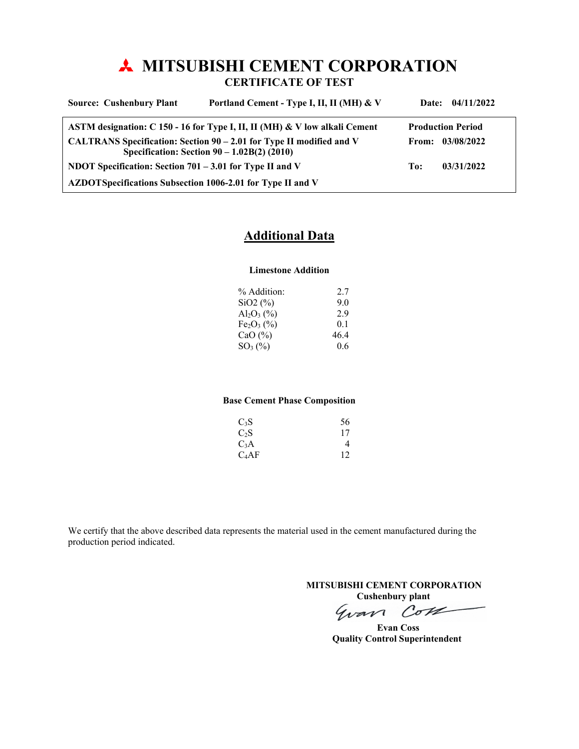# MITSUBISHI CEMENT CORPORATION

## CERTIFICATE OF TEST

**Source: Cushenbury Plant** **Portland Cement - Type I, II, II (MH) & V** **Date: 04/11/2022**

| | |
|---|---|
| **ASTM designation: C 150 - 16 for Type I, II, II (MH) & V low alkali Cement** | **Production Period** |
| **CALTRANS Specification: Section 90 – 2.01 for Type II modified and V Specification: Section 90 – 1.02B(2) (2010)** | **From: 03/08/2022** |
| **NDOT Specification: Section 701 – 3.01 for Type II and V** | **To: 03/31/2022** |
| **AZDOTSpecifications Subsection 1006-2.01 for Type II and V** | |

## Additional Data

**Limestone Addition**

| | |
|---|---|
| % Addition: | 2.7 |
| SiO2 (%) | 9.0 |
| $Al_2O_3$ (%) | 2.9 |
| $Fe_2O_3$ (%) | 0.1 |
| CaO (%) | 46.4 |
| $SO_3$ (%) | 0.6 |

**Base Cement Phase Composition**

| | |
|---|---|
| $C_3S$ | 56 |
| $C_2S$ | 17 |
| $C_3A$ | 4 |
| $C_4AF$ | 12 |

We certify that the above described data represents the material used in the cement manufactured during the production period indicated.

**MITSUBISHI CEMENT CORPORATION**
**Cushenbury plant**

Evan Coss

**Evan Coss**
**Quality Control Superintendent**